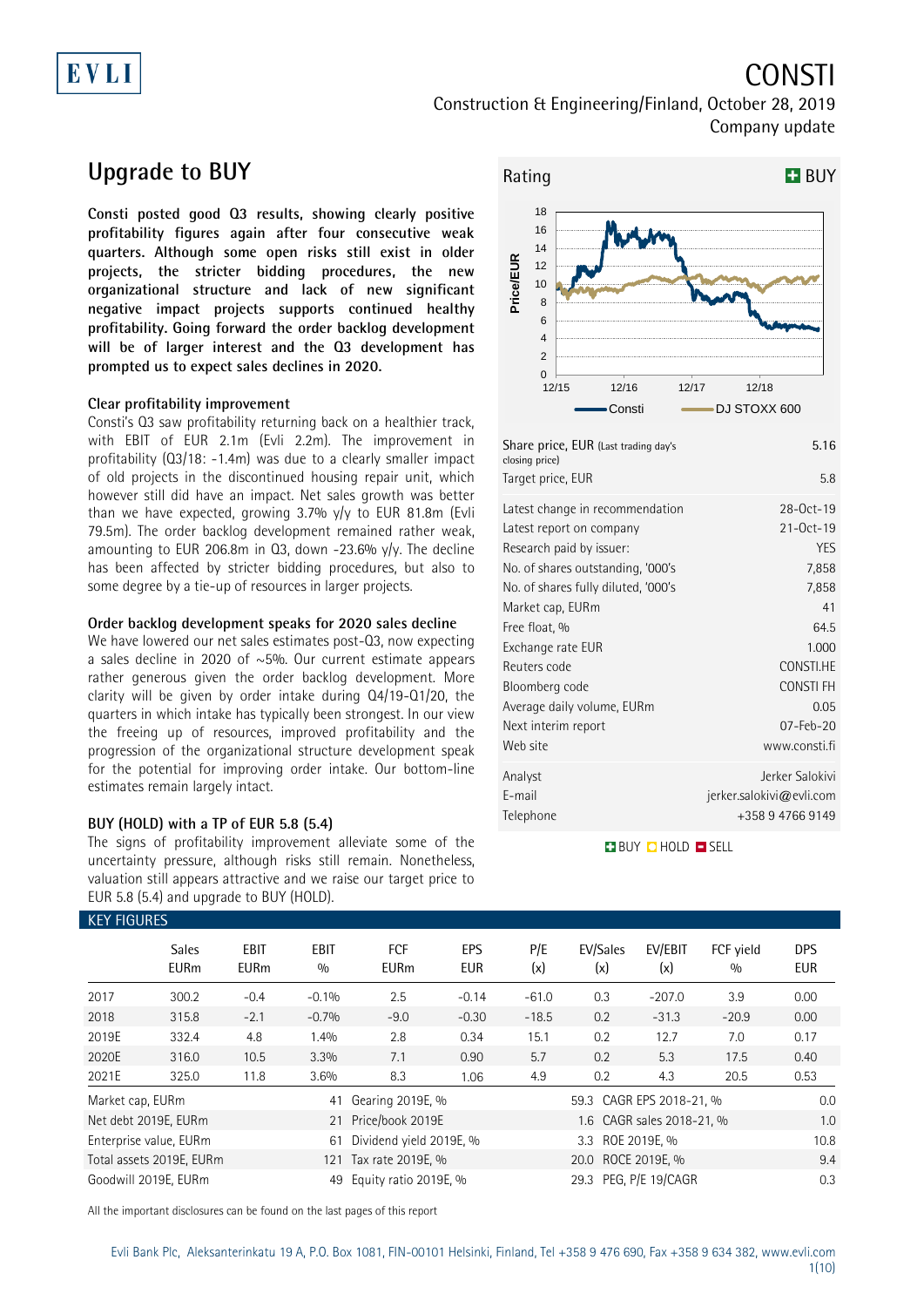# CONSTI

Construction & Engineering/Finland, October 28, 2019

Company update

## Upgrade to BUY

**Consti posted good Q3 results, showing clearly positive profitability figures again after four consecutive weak quarters. Although some open risks still exist in older projects, the stricter bidding procedures, the new organizational structure and lack of new significant negative impact projects supports continued healthy profitability. Going forward the order backlog development will be of larger interest and the Q3 development has prompted us to expect sales declines in 2020.**

### Clear profitability improvement

Consti's Q3 saw profitability returning back on a healthier track, with EBIT of EUR 2.1m (Evli 2.2m). The improvement in profitability (Q3/18: -1.4m) was due to a clearly smaller impact of old projects in the discontinued housing repair unit, which however still did have an impact. Net sales growth was better than we have expected, growing 3.7% y/y to EUR 81.8m (Evli 79.5m). The order backlog development remained rather weak, amounting to EUR 206.8m in Q3, down -23.6% y/y. The decline has been affected by stricter bidding procedures, but also to some degree by a tie-up of resources in larger projects.

### Order backlog development speaks for 2020 sales decline

We have lowered our net sales estimates post-Q3, now expecting a sales decline in 2020 of ~5%. Our current estimate appears rather generous given the order backlog development. More clarity will be given by order intake during Q4/19-Q1/20, the quarters in which intake has typically been strongest. In our view the freeing up of resources, improved profitability and the progression of the organizational structure development speak for the potential for improving order intake. Our bottom-line estimates remain largely intact.

### BUY (HOLD) with a TP of EUR 5.8 (5.4)

The signs of profitability improvement alleviate some of the uncertainty pressure, although risks still remain. Nonetheless, valuation still appears attractive and we raise our target price to EUR 5.8 (5.4) and upgrade to BUY (HOLD).

Rating: BUY

| | |
|---|---|
| Share price, EUR (Last trading day's closing price) | 5.16 |
| Target price, EUR | 5.8 |
| Latest change in recommendation | 28-Oct-19 |
| Latest report on company | 21-Oct-19 |
| Research paid by issuer: | YES |
| No. of shares outstanding, '000's | 7,858 |
| No. of shares fully diluted, '000's | 7,858 |
| Market cap, EURm | 41 |
| Free float, % | 64.5 |
| Exchange rate EUR | 1.000 |
| Reuters code | CONSTI.HE |
| Bloomberg code | CONSTI FH |
| Average daily volume, EURm | 0.05 |
| Next interim report | 07-Feb-20 |
| Web site | www.consti.fi |
| Analyst | Jerker Salokivi |
| E-mail | jerker.salokivi@evli.com |
| Telephone | +358 9 4766 9149 |

BUY HOLD SELL

### KEY FIGURES

| | Sales EURm | EBIT EURm | EBIT % | FCF EURm | EPS EUR | P/E (x) | EV/Sales (x) | EV/EBIT (x) | FCF yield % | DPS EUR |
|---|---|---|---|---|---|---|---|---|---|---|
| 2017 | 300.2 | -0.4 | -0.1% | 2.5 | -0.14 | -61.0 | 0.3 | -207.0 | 3.9 | 0.00 |
| 2018 | 315.8 | -2.1 | -0.7% | -9.0 | -0.30 | -18.5 | 0.2 | -31.3 | -20.9 | 0.00 |
| 2019E | 332.4 | 4.8 | 1.4% | 2.8 | 0.34 | 15.1 | 0.2 | 12.7 | 7.0 | 0.17 |
| 2020E | 316.0 | 10.5 | 3.3% | 7.1 | 0.90 | 5.7 | 0.2 | 5.3 | 17.5 | 0.40 |
| 2021E | 325.0 | 11.8 | 3.6% | 8.3 | 1.06 | 4.9 | 0.2 | 4.3 | 20.5 | 0.53 |

| | | | | | |
|---|---|---|---|---|---|
| Market cap, EURm | 41 | Gearing 2019E, % | 59.3 | CAGR EPS 2018-21, % | 0.0 |
| Net debt 2019E, EURm | 21 | Price/book 2019E | 1.6 | CAGR sales 2018-21, % | 1.0 |
| Enterprise value, EURm | 61 | Dividend yield 2019E, % | 3.3 | ROE 2019E, % | 10.8 |
| Total assets 2019E, EURm | 121 | Tax rate 2019E, % | 20.0 | ROCE 2019E, % | 9.4 |
| Goodwill 2019E, EURm | 49 | Equity ratio 2019E, % | 29.3 | PEG, P/E 19/CAGR | 0.3 |

All the important disclosures can be found on the last pages of this report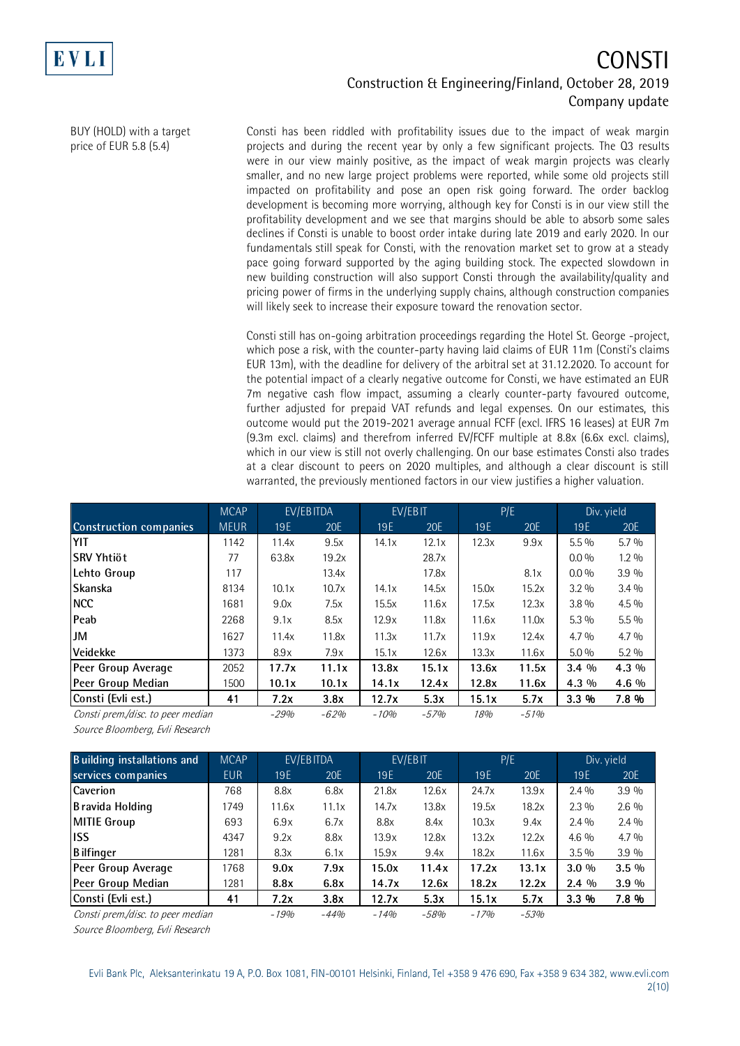BUY (HOLD) with a target price of EUR 5.8 (5.4)

Consti has been riddled with profitability issues due to the impact of weak margin projects and during the recent year by only a few significant projects. The Q3 results were in our view mainly positive, as the impact of weak margin projects was clearly smaller, and no new large project problems were reported, while some old projects still impacted on profitability and pose an open risk going forward. The order backlog development is becoming more worrying, although key for Consti is in our view still the profitability development and we see that margins should be able to absorb some sales declines if Consti is unable to boost order intake during late 2019 and early 2020. In our fundamentals still speak for Consti, with the renovation market set to grow at a steady pace going forward supported by the aging building stock. The expected slowdown in new building construction will also support Consti through the availability/quality and pricing power of firms in the underlying supply chains, although construction companies will likely seek to increase their exposure toward the renovation sector.

Consti still has on-going arbitration proceedings regarding the Hotel St. George -project, which pose a risk, with the counter-party having laid claims of EUR 11m (Consti's claims EUR 13m), with the deadline for delivery of the arbitral set at 31.12.2020. To account for the potential impact of a clearly negative outcome for Consti, we have estimated an EUR 7m negative cash flow impact, assuming a clearly counter-party favoured outcome, further adjusted for prepaid VAT refunds and legal expenses. On our estimates, this outcome would put the 2019-2021 average annual FCFF (excl. IFRS 16 leases) at EUR 7m (9.3m excl. claims) and therefrom inferred EV/FCFF multiple at 8.8x (6.6x excl. claims), which in our view is still not overly challenging. On our base estimates Consti also trades at a clear discount to peers on 2020 multiples, and although a clear discount is still warranted, the previously mentioned factors in our view justifies a higher valuation.

| | MCAP | EV/EBITDA | | EV/EBIT | | P/E | | Div. yield | |
|---|---|---|---|---|---|---|---|---|---|
| **Construction companies** | MEUR | 19E | 20E | 19E | 20E | 19E | 20E | 19E | 20E |
| YIT | 1142 | 11.4x | 9.5x | 14.1x | 12.1x | 12.3x | 9.9x | 5.5 % | 5.7 % |
| SRV Yhtiöt | 77 | 63.8x | 19.2x | | 28.7x | | | 0.0 % | 1.2 % |
| Lehto Group | 117 | | 13.4x | | 17.8x | | 8.1x | 0.0 % | 3.9 % |
| Skanska | 8134 | 10.1x | 10.7x | 14.1x | 14.5x | 15.0x | 15.2x | 3.2 % | 3.4 % |
| NCC | 1681 | 9.0x | 7.5x | 15.5x | 11.6x | 17.5x | 12.3x | 3.8 % | 4.5 % |
| Peab | 2268 | 9.1x | 8.5x | 12.9x | 11.8x | 11.6x | 11.0x | 5.3 % | 5.5 % |
| JM | 1627 | 11.4x | 11.8x | 11.3x | 11.7x | 11.9x | 12.4x | 4.7 % | 4.7 % |
| Veidekke | 1373 | 8.9x | 7.9x | 15.1x | 12.6x | 13.3x | 11.6x | 5.0 % | 5.2 % |
| **Peer Group Average** | **2052** | **17.7x** | **11.1x** | **13.8x** | **15.1x** | **13.6x** | **11.5x** | **3.4 %** | **4.3 %** |
| **Peer Group Median** | **1500** | **10.1x** | **10.1x** | **14.1x** | **12.4x** | **12.8x** | **11.6x** | **4.3 %** | **4.6 %** |
| **Consti (Evli est.)** | **41** | **7.2x** | **3.8x** | **12.7x** | **5.3x** | **15.1x** | **5.7x** | **3.3 %** | **7.8 %** |
| *Consti prem./disc. to peer median* | | *-29%* | *-62%* | *-10%* | *-57%* | *18%* | *-51%* | | |

*Source Bloomberg, Evli Research*

| | MCAP | EV/EBITDA | | EV/EBIT | | P/E | | Div. yield | |
|---|---|---|---|---|---|---|---|---|---|
| **Building installations and services companies** | EUR | 19E | 20E | 19E | 20E | 19E | 20E | 19E | 20E |
| Caverion | 768 | 8.8x | 6.8x | 21.8x | 12.6x | 24.7x | 13.9x | 2.4 % | 3.9 % |
| Bravida Holding | 1749 | 11.6x | 11.1x | 14.7x | 13.8x | 19.5x | 18.2x | 2.3 % | 2.6 % |
| MITIE Group | 693 | 6.9x | 6.7x | 8.8x | 8.4x | 10.3x | 9.4x | 2.4 % | 2.4 % |
| ISS | 4347 | 9.2x | 8.8x | 13.9x | 12.8x | 13.2x | 12.2x | 4.6 % | 4.7 % |
| Bilfinger | 1281 | 8.3x | 6.1x | 15.9x | 9.4x | 18.2x | 11.6x | 3.5 % | 3.9 % |
| **Peer Group Average** | **1768** | **9.0x** | **7.9x** | **15.0x** | **11.4x** | **17.2x** | **13.1x** | **3.0 %** | **3.5 %** |
| **Peer Group Median** | **1281** | **8.8x** | **6.8x** | **14.7x** | **12.6x** | **18.2x** | **12.2x** | **2.4 %** | **3.9 %** |
| **Consti (Evli est.)** | **41** | **7.2x** | **3.8x** | **12.7x** | **5.3x** | **15.1x** | **5.7x** | **3.3 %** | **7.8 %** |
| *Consti prem./disc. to peer median* | | *-19%* | *-44%* | *-14%* | *-58%* | *-17%* | *-53%* | | |

*Source Bloomberg, Evli Research*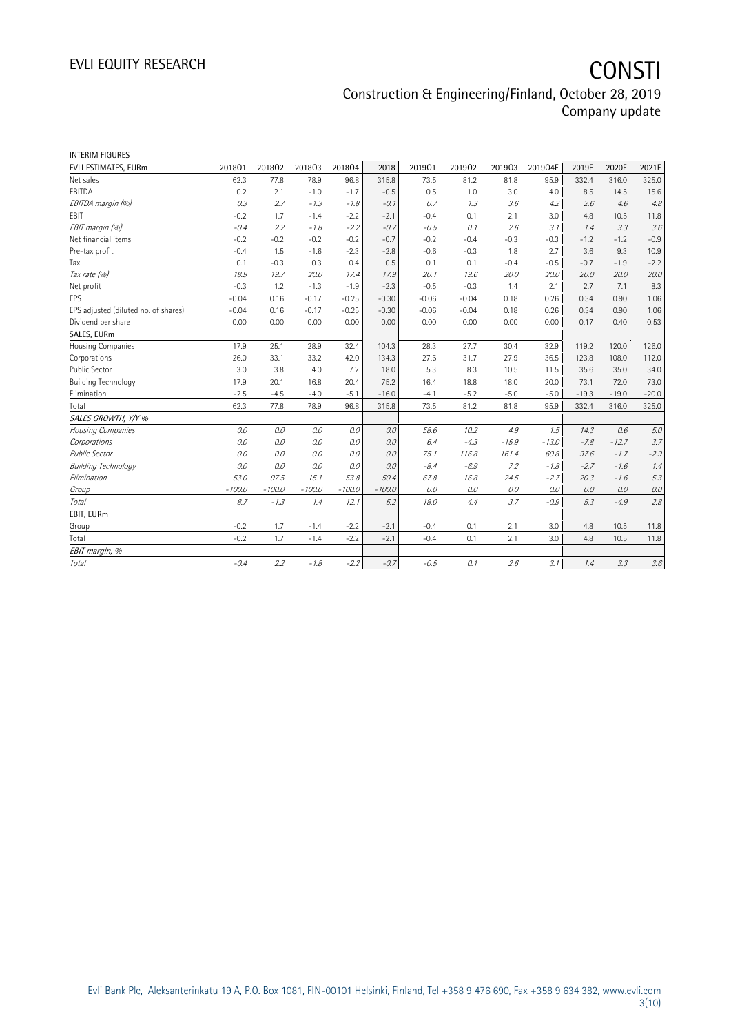INTERIM FIGURES

| EVLI ESTIMATES, EURm | 2018Q1 | 2018Q2 | 2018Q3 | 2018Q4 | 2018 | 2019Q1 | 2019Q2 | 2019Q3 | 2019Q4E | 2019E | 2020E | 2021E |
|---|---|---|---|---|---|---|---|---|---|---|---|---|
| Net sales | 62.3 | 77.8 | 78.9 | 96.8 | 315.8 | 73.5 | 81.2 | 81.8 | 95.9 | 332.4 | 316.0 | 325.0 |
| EBITDA | 0.2 | 2.1 | -1.0 | -1.7 | -0.5 | 0.5 | 1.0 | 3.0 | 4.0 | 8.5 | 14.5 | 15.6 |
| *EBITDA margin (%)* | *0.3* | *2.7* | *-1.3* | *-1.8* | *-0.1* | *0.7* | *1.3* | *3.6* | *4.2* | *2.6* | *4.6* | *4.8* |
| EBIT | -0.2 | 1.7 | -1.4 | -2.2 | -2.1 | -0.4 | 0.1 | 2.1 | 3.0 | 4.8 | 10.5 | 11.8 |
| *EBIT margin (%)* | *-0.4* | *2.2* | *-1.8* | *-2.2* | *-0.7* | *-0.5* | *0.1* | *2.6* | *3.1* | *1.4* | *3.3* | *3.6* |
| Net financial items | -0.2 | -0.2 | -0.2 | -0.2 | -0.7 | -0.2 | -0.4 | -0.3 | -0.3 | -1.2 | -1.2 | -0.9 |
| Pre-tax profit | -0.4 | 1.5 | -1.6 | -2.3 | -2.8 | -0.6 | -0.3 | 1.8 | 2.7 | 3.6 | 9.3 | 10.9 |
| Tax | 0.1 | -0.3 | 0.3 | 0.4 | 0.5 | 0.1 | 0.1 | -0.4 | -0.5 | -0.7 | -1.9 | -2.2 |
| *Tax rate (%)* | *18.9* | *19.7* | *20.0* | *17.4* | *17.9* | *20.1* | *19.6* | *20.0* | *20.0* | *20.0* | *20.0* | *20.0* |
| Net profit | -0.3 | 1.2 | -1.3 | -1.9 | -2.3 | -0.5 | -0.3 | 1.4 | 2.1 | 2.7 | 7.1 | 8.3 |
| EPS | -0.04 | 0.16 | -0.17 | -0.25 | -0.30 | -0.06 | -0.04 | 0.18 | 0.26 | 0.34 | 0.90 | 1.06 |
| EPS adjusted (diluted no. of shares) | -0.04 | 0.16 | -0.17 | -0.25 | -0.30 | -0.06 | -0.04 | 0.18 | 0.26 | 0.34 | 0.90 | 1.06 |
| Dividend per share | 0.00 | 0.00 | 0.00 | 0.00 | 0.00 | 0.00 | 0.00 | 0.00 | 0.00 | 0.17 | 0.40 | 0.53 |
| SALES, EURm | | | | | | | | | | | | |
| Housing Companies | 17.9 | 25.1 | 28.9 | 32.4 | 104.3 | 28.3 | 27.7 | 30.4 | 32.9 | 119.2 | 120.0 | 126.0 |
| Corporations | 26.0 | 33.1 | 33.2 | 42.0 | 134.3 | 27.6 | 31.7 | 27.9 | 36.5 | 123.8 | 108.0 | 112.0 |
| Public Sector | 3.0 | 3.8 | 4.0 | 7.2 | 18.0 | 5.3 | 8.3 | 10.5 | 11.5 | 35.6 | 35.0 | 34.0 |
| Building Technology | 17.9 | 20.1 | 16.8 | 20.4 | 75.2 | 16.4 | 18.8 | 18.0 | 20.0 | 73.1 | 72.0 | 73.0 |
| Elimination | -2.5 | -4.5 | -4.0 | -5.1 | -16.0 | -4.1 | -5.2 | -5.0 | -5.0 | -19.3 | -19.0 | -20.0 |
| Total | 62.3 | 77.8 | 78.9 | 96.8 | 315.8 | 73.5 | 81.2 | 81.8 | 95.9 | 332.4 | 316.0 | 325.0 |
| *SALES GROWTH, Y/Y %* | | | | | | | | | | | | |
| *Housing Companies* | *0.0* | *0.0* | *0.0* | *0.0* | *0.0* | *58.6* | *10.2* | *4.9* | *1.5* | *14.3* | *0.6* | *5.0* |
| *Corporations* | *0.0* | *0.0* | *0.0* | *0.0* | *0.0* | *6.4* | *-4.3* | *-15.9* | *-13.0* | *-7.8* | *-12.7* | *3.7* |
| *Public Sector* | *0.0* | *0.0* | *0.0* | *0.0* | *0.0* | *75.1* | *116.8* | *161.4* | *60.8* | *97.6* | *-1.7* | *-2.9* |
| *Building Technology* | *0.0* | *0.0* | *0.0* | *0.0* | *0.0* | *-8.4* | *-6.9* | *7.2* | *-1.8* | *-2.7* | *-1.6* | *1.4* |
| *Elimination* | *53.0* | *97.5* | *15.1* | *53.8* | *50.4* | *67.8* | *16.8* | *24.5* | *-2.7* | *20.3* | *-1.6* | *5.3* |
| *Group* | *-100.0* | *-100.0* | *-100.0* | *-100.0* | *-100.0* | *0.0* | *0.0* | *0.0* | *0.0* | *0.0* | *0.0* | *0.0* |
| *Total* | *8.7* | *-1.3* | *1.4* | *12.1* | *5.2* | *18.0* | *4.4* | *3.7* | *-0.9* | *5.3* | *-4.9* | *2.8* |
| EBIT, EURm | | | | | | | | | | | | |
| Group | -0.2 | 1.7 | -1.4 | -2.2 | -2.1 | -0.4 | 0.1 | 2.1 | 3.0 | 4.8 | 10.5 | 11.8 |
| Total | -0.2 | 1.7 | -1.4 | -2.2 | -2.1 | -0.4 | 0.1 | 2.1 | 3.0 | 4.8 | 10.5 | 11.8 |
| *EBIT margin, %* | | | | | | | | | | | | |
| *Total* | *-0.4* | *2.2* | *-1.8* | *-2.2* | *-0.7* | *-0.5* | *0.1* | *2.6* | *3.1* | *1.4* | *3.3* | *3.6* |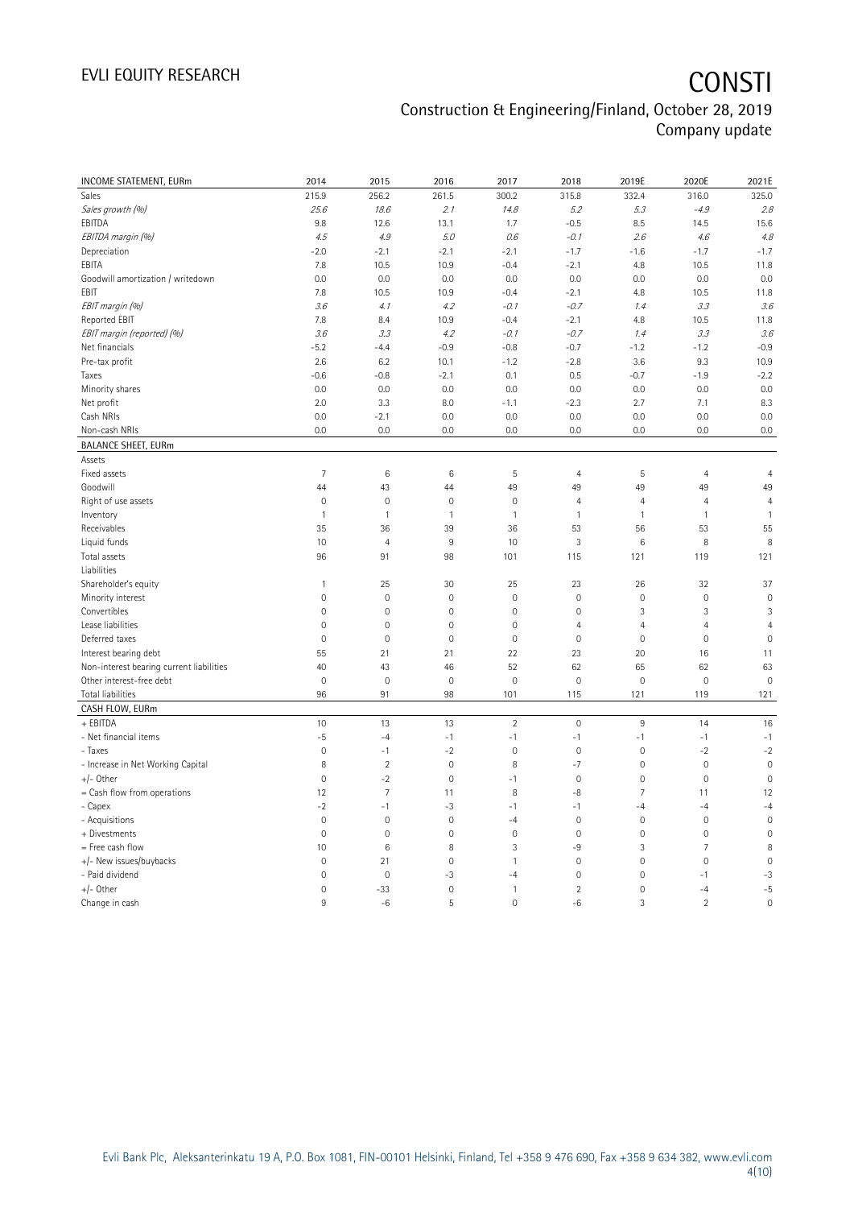| INCOME STATEMENT, EURm | 2014 | 2015 | 2016 | 2017 | 2018 | 2019E | 2020E | 2021E |
|---|---|---|---|---|---|---|---|---|
| Sales | 215.9 | 256.2 | 261.5 | 300.2 | 315.8 | 332.4 | 316.0 | 325.0 |
| *Sales growth (%)* | *25.6* | *18.6* | *2.1* | *14.8* | *5.2* | *5.3* | *-4.9* | *2.8* |
| EBITDA | 9.8 | 12.6 | 13.1 | 1.7 | -0.5 | 8.5 | 14.5 | 15.6 |
| *EBITDA margin (%)* | *4.5* | *4.9* | *5.0* | *0.6* | *-0.1* | *2.6* | *4.6* | *4.8* |
| Depreciation | -2.0 | -2.1 | -2.1 | -2.1 | -1.7 | -1.6 | -1.7 | -1.7 |
| EBITA | 7.8 | 10.5 | 10.9 | -0.4 | -2.1 | 4.8 | 10.5 | 11.8 |
| Goodwill amortization / writedown | 0.0 | 0.0 | 0.0 | 0.0 | 0.0 | 0.0 | 0.0 | 0.0 |
| EBIT | 7.8 | 10.5 | 10.9 | -0.4 | -2.1 | 4.8 | 10.5 | 11.8 |
| *EBIT margin (%)* | *3.6* | *4.1* | *4.2* | *-0.1* | *-0.7* | *1.4* | *3.3* | *3.6* |
| Reported EBIT | 7.8 | 8.4 | 10.9 | -0.4 | -2.1 | 4.8 | 10.5 | 11.8 |
| *EBIT margin (reported) (%)* | *3.6* | *3.3* | *4.2* | *-0.1* | *-0.7* | *1.4* | *3.3* | *3.6* |
| Net financials | -5.2 | -4.4 | -0.9 | -0.8 | -0.7 | -1.2 | -1.2 | -0.9 |
| Pre-tax profit | 2.6 | 6.2 | 10.1 | -1.2 | -2.8 | 3.6 | 9.3 | 10.9 |
| Taxes | -0.6 | -0.8 | -2.1 | 0.1 | 0.5 | -0.7 | -1.9 | -2.2 |
| Minority shares | 0.0 | 0.0 | 0.0 | 0.0 | 0.0 | 0.0 | 0.0 | 0.0 |
| Net profit | 2.0 | 3.3 | 8.0 | -1.1 | -2.3 | 2.7 | 7.1 | 8.3 |
| Cash NRIs | 0.0 | -2.1 | 0.0 | 0.0 | 0.0 | 0.0 | 0.0 | 0.0 |
| Non-cash NRIs | 0.0 | 0.0 | 0.0 | 0.0 | 0.0 | 0.0 | 0.0 | 0.0 |
| **BALANCE SHEET, EURm** | | | | | | | | |
| Assets | | | | | | | | |
| Fixed assets | 7 | 6 | 6 | 5 | 4 | 5 | 4 | 4 |
| Goodwill | 44 | 43 | 44 | 49 | 49 | 49 | 49 | 49 |
| Right of use assets | 0 | 0 | 0 | 0 | 4 | 4 | 4 | 4 |
| Inventory | 1 | 1 | 1 | 1 | 1 | 1 | 1 | 1 |
| Receivables | 35 | 36 | 39 | 36 | 53 | 56 | 53 | 55 |
| Liquid funds | 10 | 4 | 9 | 10 | 3 | 6 | 8 | 8 |
| Total assets | 96 | 91 | 98 | 101 | 115 | 121 | 119 | 121 |
| Liabilities | | | | | | | | |
| Shareholder's equity | 1 | 25 | 30 | 25 | 23 | 26 | 32 | 37 |
| Minority interest | 0 | 0 | 0 | 0 | 0 | 0 | 0 | 0 |
| Convertibles | 0 | 0 | 0 | 0 | 0 | 3 | 3 | 3 |
| Lease liabilities | 0 | 0 | 0 | 0 | 4 | 4 | 4 | 4 |
| Deferred taxes | 0 | 0 | 0 | 0 | 0 | 0 | 0 | 0 |
| Interest bearing debt | 55 | 21 | 21 | 22 | 23 | 20 | 16 | 11 |
| Non-interest bearing current liabilities | 40 | 43 | 46 | 52 | 62 | 65 | 62 | 63 |
| Other interest-free debt | 0 | 0 | 0 | 0 | 0 | 0 | 0 | 0 |
| Total liabilities | 96 | 91 | 98 | 101 | 115 | 121 | 119 | 121 |
| **CASH FLOW, EURm** | | | | | | | | |
| + EBITDA | 10 | 13 | 13 | 2 | 0 | 9 | 14 | 16 |
| - Net financial items | -5 | -4 | -1 | -1 | -1 | -1 | -1 | -1 |
| - Taxes | 0 | -1 | -2 | 0 | 0 | 0 | -2 | -2 |
| - Increase in Net Working Capital | 8 | 2 | 0 | 8 | -7 | 0 | 0 | 0 |
| +/- Other | 0 | -2 | 0 | -1 | 0 | 0 | 0 | 0 |
| = Cash flow from operations | 12 | 7 | 11 | 8 | -8 | 7 | 11 | 12 |
| - Capex | -2 | -1 | -3 | -1 | -1 | -4 | -4 | -4 |
| - Acquisitions | 0 | 0 | 0 | -4 | 0 | 0 | 0 | 0 |
| + Divestments | 0 | 0 | 0 | 0 | 0 | 0 | 0 | 0 |
| = Free cash flow | 10 | 6 | 8 | 3 | -9 | 3 | 7 | 8 |
| +/- New issues/buybacks | 0 | 21 | 0 | 1 | 0 | 0 | 0 | 0 |
| - Paid dividend | 0 | 0 | -3 | -4 | 0 | 0 | -1 | -3 |
| +/- Other | 0 | -33 | 0 | 1 | 2 | 0 | -4 | -5 |
| Change in cash | 9 | -6 | 5 | 0 | -6 | 3 | 2 | 0 |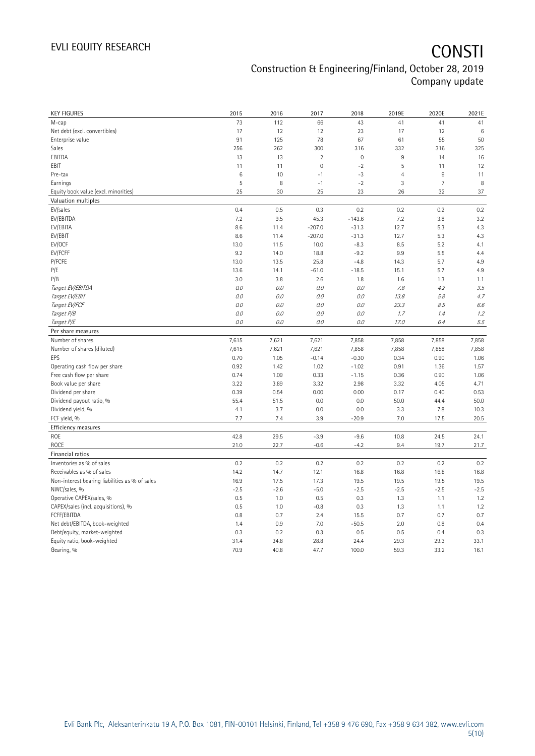| KEY FIGURES | 2015 | 2016 | 2017 | 2018 | 2019E | 2020E | 2021E |
|---|---|---|---|---|---|---|---|
| M-cap | 73 | 112 | 66 | 43 | 41 | 41 | 41 |
| Net debt (excl. convertibles) | 17 | 12 | 12 | 23 | 17 | 12 | 6 |
| Enterprise value | 91 | 125 | 78 | 67 | 61 | 55 | 50 |
| Sales | 256 | 262 | 300 | 316 | 332 | 316 | 325 |
| EBITDA | 13 | 13 | 2 | 0 | 9 | 14 | 16 |
| EBIT | 11 | 11 | 0 | -2 | 5 | 11 | 12 |
| Pre-tax | 6 | 10 | -1 | -3 | 4 | 9 | 11 |
| Earnings | 5 | 8 | -1 | -2 | 3 | 7 | 8 |
| Equity book value (excl. minorities) | 25 | 30 | 25 | 23 | 26 | 32 | 37 |
| **Valuation multiples** | | | | | | | |
| EV/sales | 0.4 | 0.5 | 0.3 | 0.2 | 0.2 | 0.2 | 0.2 |
| EV/EBITDA | 7.2 | 9.5 | 45.3 | -143.6 | 7.2 | 3.8 | 3.2 |
| EV/EBITA | 8.6 | 11.4 | -207.0 | -31.3 | 12.7 | 5.3 | 4.3 |
| EV/EBIT | 8.6 | 11.4 | -207.0 | -31.3 | 12.7 | 5.3 | 4.3 |
| EV/OCF | 13.0 | 11.5 | 10.0 | -8.3 | 8.5 | 5.2 | 4.1 |
| EV/FCFF | 9.2 | 14.0 | 18.8 | -9.2 | 9.9 | 5.5 | 4.4 |
| P/FCFE | 13.0 | 13.5 | 25.8 | -4.8 | 14.3 | 5.7 | 4.9 |
| P/E | 13.6 | 14.1 | -61.0 | -18.5 | 15.1 | 5.7 | 4.9 |
| P/B | 3.0 | 3.8 | 2.6 | 1.8 | 1.6 | 1.3 | 1.1 |
| *Target EV/EBITDA* | *0.0* | *0.0* | *0.0* | *0.0* | *7.8* | *4.2* | *3.5* |
| *Target EV/EBIT* | *0.0* | *0.0* | *0.0* | *0.0* | *13.8* | *5.8* | *4.7* |
| *Target EV/FCF* | *0.0* | *0.0* | *0.0* | *0.0* | *23.3* | *8.5* | *6.6* |
| *Target P/B* | *0.0* | *0.0* | *0.0* | *0.0* | *1.7* | *1.4* | *1.2* |
| *Target P/E* | *0.0* | *0.0* | *0.0* | *0.0* | *17.0* | *6.4* | *5.5* |
| **Per share measures** | | | | | | | |
| Number of shares | 7,615 | 7,621 | 7,621 | 7,858 | 7,858 | 7,858 | 7,858 |
| Number of shares (diluted) | 7,615 | 7,621 | 7,621 | 7,858 | 7,858 | 7,858 | 7,858 |
| EPS | 0.70 | 1.05 | -0.14 | -0.30 | 0.34 | 0.90 | 1.06 |
| Operating cash flow per share | 0.92 | 1.42 | 1.02 | -1.02 | 0.91 | 1.36 | 1.57 |
| Free cash flow per share | 0.74 | 1.09 | 0.33 | -1.15 | 0.36 | 0.90 | 1.06 |
| Book value per share | 3.22 | 3.89 | 3.32 | 2.98 | 3.32 | 4.05 | 4.71 |
| Dividend per share | 0.39 | 0.54 | 0.00 | 0.00 | 0.17 | 0.40 | 0.53 |
| Dividend payout ratio, % | 55.4 | 51.5 | 0.0 | 0.0 | 50.0 | 44.4 | 50.0 |
| Dividend yield, % | 4.1 | 3.7 | 0.0 | 0.0 | 3.3 | 7.8 | 10.3 |
| FCF yield, % | 7.7 | 7.4 | 3.9 | -20.9 | 7.0 | 17.5 | 20.5 |
| **Efficiency measures** | | | | | | | |
| ROE | 42.8 | 29.5 | -3.9 | -9.6 | 10.8 | 24.5 | 24.1 |
| ROCE | 21.0 | 22.7 | -0.6 | -4.2 | 9.4 | 19.7 | 21.7 |
| **Financial ratios** | | | | | | | |
| Inventories as % of sales | 0.2 | 0.2 | 0.2 | 0.2 | 0.2 | 0.2 | 0.2 |
| Receivables as % of sales | 14.2 | 14.7 | 12.1 | 16.8 | 16.8 | 16.8 | 16.8 |
| Non-interest bearing liabilities as % of sales | 16.9 | 17.5 | 17.3 | 19.5 | 19.5 | 19.5 | 19.5 |
| NWC/sales, % | -2.5 | -2.6 | -5.0 | -2.5 | -2.5 | -2.5 | -2.5 |
| Operative CAPEX/sales, % | 0.5 | 1.0 | 0.5 | 0.3 | 1.3 | 1.1 | 1.2 |
| CAPEX/sales (incl. acquisitions), % | 0.5 | 1.0 | -0.8 | 0.3 | 1.3 | 1.1 | 1.2 |
| FCFF/EBITDA | 0.8 | 0.7 | 2.4 | 15.5 | 0.7 | 0.7 | 0.7 |
| Net debt/EBITDA, book-weighted | 1.4 | 0.9 | 7.0 | -50.5 | 2.0 | 0.8 | 0.4 |
| Debt/equity, market-weighted | 0.3 | 0.2 | 0.3 | 0.5 | 0.5 | 0.4 | 0.3 |
| Equity ratio, book-weighted | 31.4 | 34.8 | 28.8 | 24.4 | 29.3 | 29.3 | 33.1 |
| Gearing, % | 70.9 | 40.8 | 47.7 | 100.0 | 59.3 | 33.2 | 16.1 |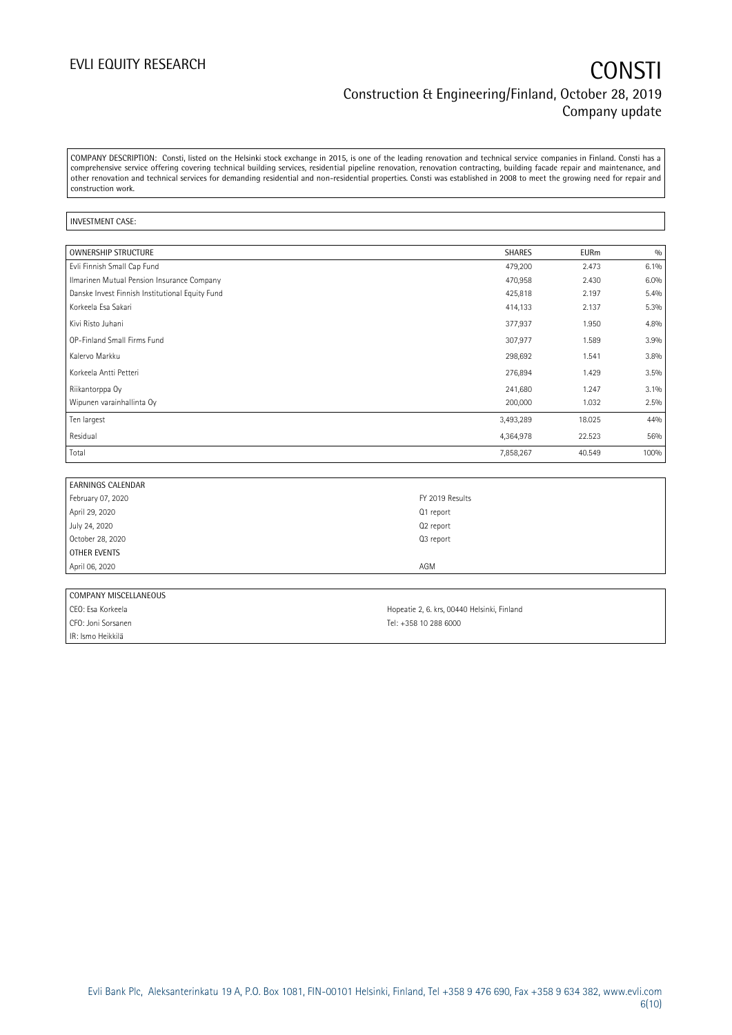COMPANY DESCRIPTION: Consti, listed on the Helsinki stock exchange in 2015, is one of the leading renovation and technical service companies in Finland. Consti has a comprehensive service offering covering technical building services, residential pipeline renovation, renovation contracting, building facade repair and maintenance, and other renovation and technical services for demanding residential and non-residential properties. Consti was established in 2008 to meet the growing need for repair and construction work.

INVESTMENT CASE:

| OWNERSHIP STRUCTURE | SHARES | EURm | % |
|---|---|---|---|
| Evli Finnish Small Cap Fund | 479,200 | 2.473 | 6.1% |
| Ilmarinen Mutual Pension Insurance Company | 470,958 | 2.430 | 6.0% |
| Danske Invest Finnish Institutional Equity Fund | 425,818 | 2.197 | 5.4% |
| Korkeela Esa Sakari | 414,133 | 2.137 | 5.3% |
| Kivi Risto Juhani | 377,937 | 1.950 | 4.8% |
| OP-Finland Small Firms Fund | 307,977 | 1.589 | 3.9% |
| Kalervo Markku | 298,692 | 1.541 | 3.8% |
| Korkeela Antti Petteri | 276,894 | 1.429 | 3.5% |
| Riikantorppa Oy | 241,680 | 1.247 | 3.1% |
| Wipunen varainhallinta Oy | 200,000 | 1.032 | 2.5% |
| Ten largest | 3,493,289 | 18.025 | 44% |
| Residual | 4,364,978 | 22.523 | 56% |
| Total | 7,858,267 | 40.549 | 100% |

| EARNINGS CALENDAR | |
|---|---|
| February 07, 2020 | FY 2019 Results |
| April 29, 2020 | Q1 report |
| July 24, 2020 | Q2 report |
| October 28, 2020 | Q3 report |
| OTHER EVENTS | |
| April 06, 2020 | AGM |

| COMPANY MISCELLANEOUS | |
|---|---|
| CEO: Esa Korkeela | Hopeatie 2, 6. krs, 00440 Helsinki, Finland |
| CFO: Joni Sorsanen | Tel: +358 10 288 6000 |
| IR: Ismo Heikkilä | |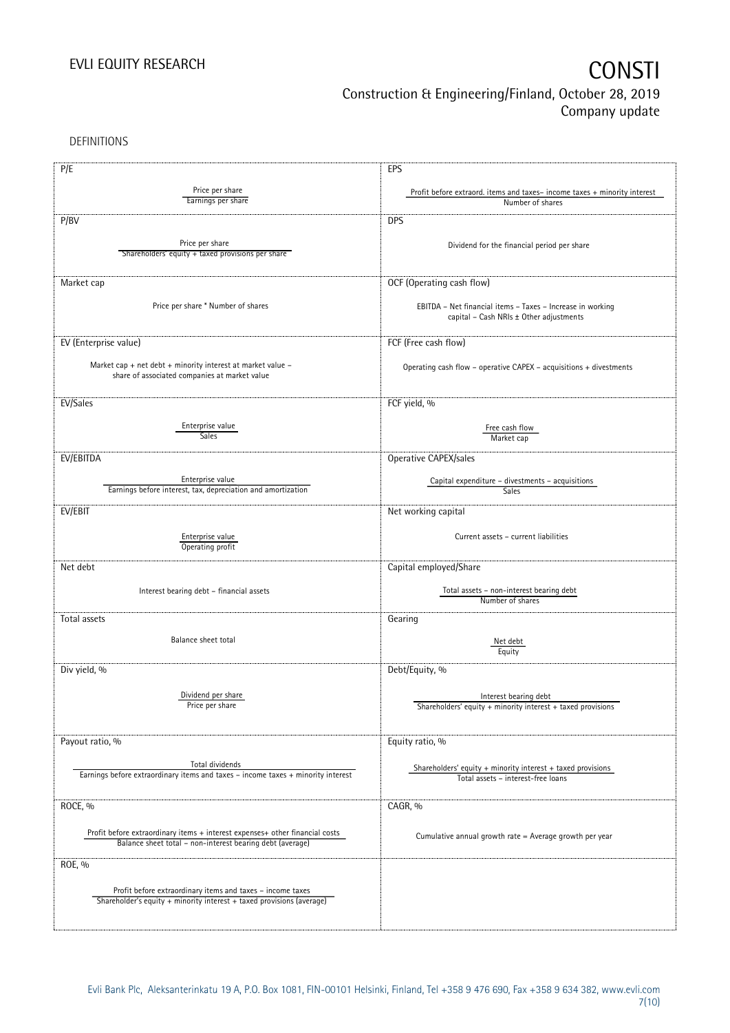DEFINITIONS

| P/E | EPS |
|---|---|
| Price per share / Earnings per share | Profit before extraord. items and taxes– income taxes + minority interest / Number of shares |
| **P/BV** | **DPS** |
| Price per share / Shareholders' equity + taxed provisions per share | Dividend for the financial period per share |
| **Market cap** | **OCF (Operating cash flow)** |
| Price per share * Number of shares | EBITDA – Net financial items – Taxes – Increase in working capital – Cash NRIs ± Other adjustments |
| **EV (Enterprise value)** | **FCF (Free cash flow)** |
| Market cap + net debt + minority interest at market value – share of associated companies at market value | Operating cash flow – operative CAPEX – acquisitions + divestments |
| **EV/Sales** | **FCF yield, %** |
| Enterprise value / Sales | Free cash flow / Market cap |
| **EV/EBITDA** | **Operative CAPEX/sales** |
| Enterprise value / Earnings before interest, tax, depreciation and amortization | Capital expenditure – divestments – acquisitions / Sales |
| **EV/EBIT** | **Net working capital** |
| Enterprise value / Operating profit | Current assets – current liabilities |
| **Net debt** | **Capital employed/Share** |
| Interest bearing debt – financial assets | Total assets – non-interest bearing debt / Number of shares |
| **Total assets** | **Gearing** |
| Balance sheet total | Net debt / Equity |
| **Div yield, %** | **Debt/Equity, %** |
| Dividend per share / Price per share | Interest bearing debt / Shareholders' equity + minority interest + taxed provisions |
| **Payout ratio, %** | **Equity ratio, %** |
| Total dividends / Earnings before extraordinary items and taxes – income taxes + minority interest | Shareholders' equity + minority interest + taxed provisions / Total assets – interest-free loans |
| **ROCE, %** | **CAGR, %** |
| Profit before extraordinary items + interest expenses+ other financial costs / Balance sheet total – non-interest bearing debt (average) | Cumulative annual growth rate = Average growth per year |
| **ROE, %** | |
| Profit before extraordinary items and taxes – income taxes / Shareholder's equity + minority interest + taxed provisions (average) | |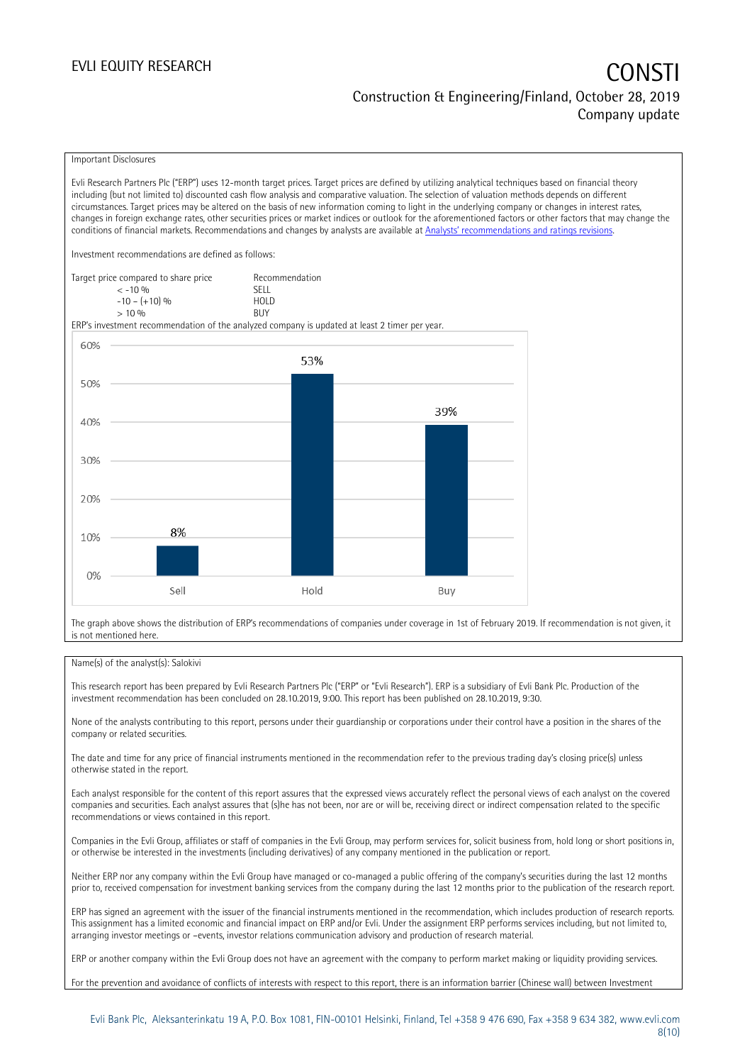Important Disclosures

Evli Research Partners Plc ("ERP") uses 12-month target prices. Target prices are defined by utilizing analytical techniques based on financial theory including (but not limited to) discounted cash flow analysis and comparative valuation. The selection of valuation methods depends on different circumstances. Target prices may be altered on the basis of new information coming to light in the underlying company or changes in interest rates, changes in foreign exchange rates, other securities prices or market indices or outlook for the aforementioned factors or other factors that may change the conditions of financial markets. Recommendations and changes by analysts are available at [Analysts' recommendations and ratings revisions](Analysts' recommendations and ratings revisions).

Investment recommendations are defined as follows:

| Target price compared to share price | Recommendation |
| --- | --- |
| < -10 % | SELL |
| -10 – (+10) % | HOLD |
| > 10 % | BUY |

ERP's investment recommendation of the analyzed company is updated at least 2 timer per year.

| | Sell | Hold | Buy |
| --- | --- | --- | --- |
| Share of recommendations | 8% | 53% | 39% |

The graph above shows the distribution of ERP's recommendations of companies under coverage in 1st of February 2019. If recommendation is not given, it is not mentioned here.

Name(s) of the analyst(s): Salokivi

This research report has been prepared by Evli Research Partners Plc ("ERP" or "Evli Research"). ERP is a subsidiary of Evli Bank Plc. Production of the investment recommendation has been concluded on 28.10.2019, 9:00. This report has been published on 28.10.2019, 9:30.

None of the analysts contributing to this report, persons under their guardianship or corporations under their control have a position in the shares of the company or related securities.

The date and time for any price of financial instruments mentioned in the recommendation refer to the previous trading day's closing price(s) unless otherwise stated in the report.

Each analyst responsible for the content of this report assures that the expressed views accurately reflect the personal views of each analyst on the covered companies and securities. Each analyst assures that (s)he has not been, nor are or will be, receiving direct or indirect compensation related to the specific recommendations or views contained in this report.

Companies in the Evli Group, affiliates or staff of companies in the Evli Group, may perform services for, solicit business from, hold long or short positions in, or otherwise be interested in the investments (including derivatives) of any company mentioned in the publication or report.

Neither ERP nor any company within the Evli Group have managed or co-managed a public offering of the company's securities during the last 12 months prior to, received compensation for investment banking services from the company during the last 12 months prior to the publication of the research report.

ERP has signed an agreement with the issuer of the financial instruments mentioned in the recommendation, which includes production of research reports. This assignment has a limited economic and financial impact on ERP and/or Evli. Under the assignment ERP performs services including, but not limited to, arranging investor meetings or –events, investor relations communication advisory and production of research material.

ERP or another company within the Evli Group does not have an agreement with the company to perform market making or liquidity providing services.

For the prevention and avoidance of conflicts of interests with respect to this report, there is an information barrier (Chinese wall) between Investment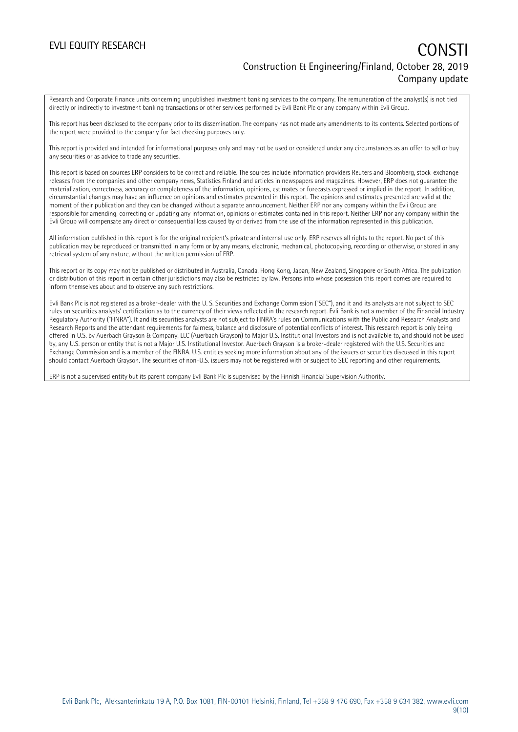Research and Corporate Finance units concerning unpublished investment banking services to the company. The remuneration of the analyst(s) is not tied directly or indirectly to investment banking transactions or other services performed by Evli Bank Plc or any company within Evli Group.

This report has been disclosed to the company prior to its dissemination. The company has not made any amendments to its contents. Selected portions of the report were provided to the company for fact checking purposes only.

This report is provided and intended for informational purposes only and may not be used or considered under any circumstances as an offer to sell or buy any securities or as advice to trade any securities.

This report is based on sources ERP considers to be correct and reliable. The sources include information providers Reuters and Bloomberg, stock-exchange releases from the companies and other company news, Statistics Finland and articles in newspapers and magazines. However, ERP does not guarantee the materialization, correctness, accuracy or completeness of the information, opinions, estimates or forecasts expressed or implied in the report. In addition, circumstantial changes may have an influence on opinions and estimates presented in this report. The opinions and estimates presented are valid at the moment of their publication and they can be changed without a separate announcement. Neither ERP nor any company within the Evli Group are responsible for amending, correcting or updating any information, opinions or estimates contained in this report. Neither ERP nor any company within the Evli Group will compensate any direct or consequential loss caused by or derived from the use of the information represented in this publication.

All information published in this report is for the original recipient's private and internal use only. ERP reserves all rights to the report. No part of this publication may be reproduced or transmitted in any form or by any means, electronic, mechanical, photocopying, recording or otherwise, or stored in any retrieval system of any nature, without the written permission of ERP.

This report or its copy may not be published or distributed in Australia, Canada, Hong Kong, Japan, New Zealand, Singapore or South Africa. The publication or distribution of this report in certain other jurisdictions may also be restricted by law. Persons into whose possession this report comes are required to inform themselves about and to observe any such restrictions.

Evli Bank Plc is not registered as a broker-dealer with the U. S. Securities and Exchange Commission ("SEC"), and it and its analysts are not subject to SEC rules on securities analysts' certification as to the currency of their views reflected in the research report. Evli Bank is not a member of the Financial Industry Regulatory Authority ("FINRA"). It and its securities analysts are not subject to FINRA's rules on Communications with the Public and Research Analysts and Research Reports and the attendant requirements for fairness, balance and disclosure of potential conflicts of interest. This research report is only being offered in U.S. by Auerbach Grayson & Company, LLC (Auerbach Grayson) to Major U.S. Institutional Investors and is not available to, and should not be used by, any U.S. person or entity that is not a Major U.S. Institutional Investor. Auerbach Grayson is a broker-dealer registered with the U.S. Securities and Exchange Commission and is a member of the FINRA. U.S. entities seeking more information about any of the issuers or securities discussed in this report should contact Auerbach Grayson. The securities of non-U.S. issuers may not be registered with or subject to SEC reporting and other requirements.

ERP is not a supervised entity but its parent company Evli Bank Plc is supervised by the Finnish Financial Supervision Authority.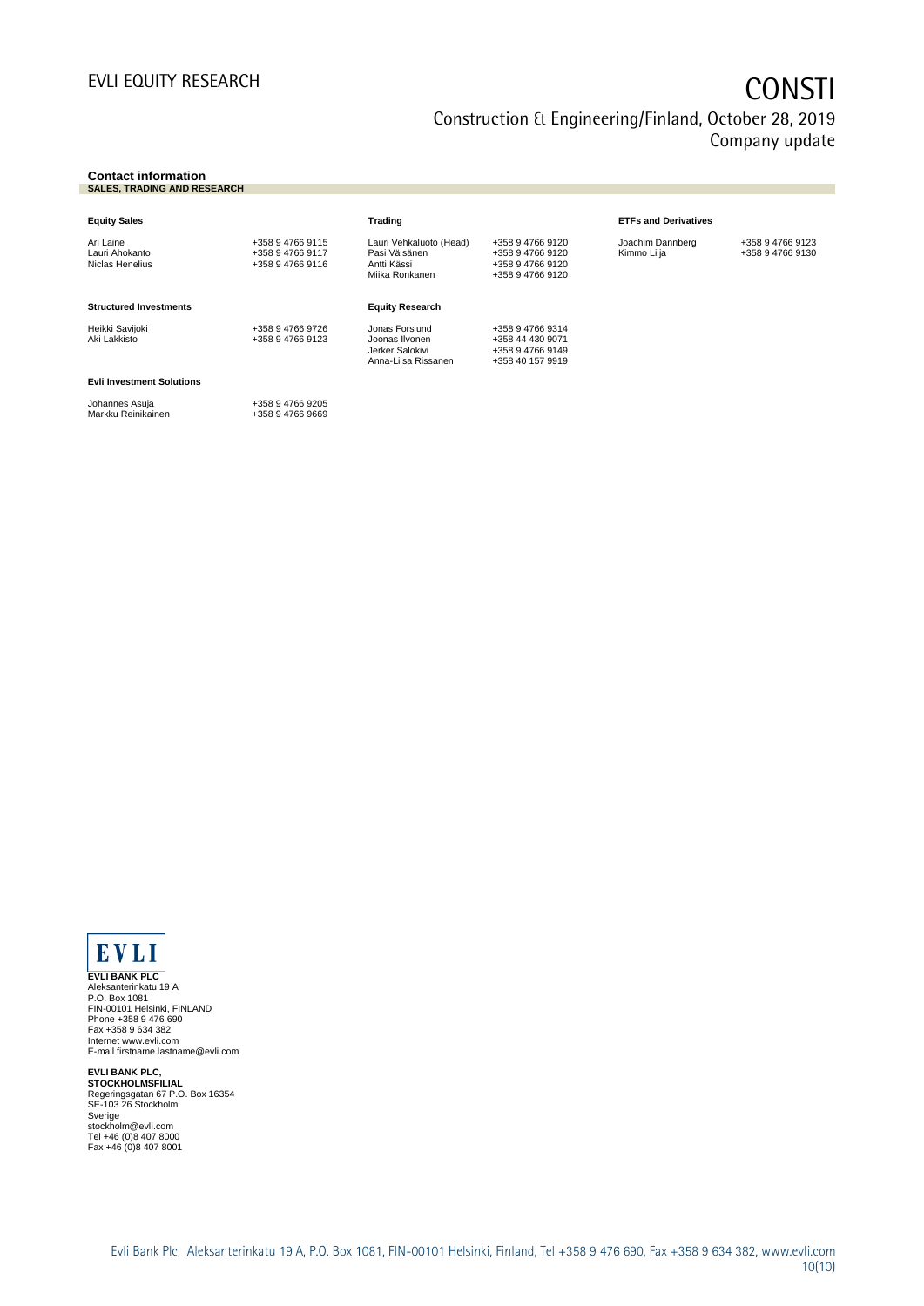## Contact information

**SALES, TRADING AND RESEARCH**

| Equity Sales | | Trading | | ETFs and Derivatives | |
|---|---|---|---|---|---|
| Ari Laine | +358 9 4766 9115 | Lauri Vehkaluoto (Head) | +358 9 4766 9120 | Joachim Dannberg | +358 9 4766 9123 |
| Lauri Ahokanto | +358 9 4766 9117 | Pasi Väisänen | +358 9 4766 9120 | Kimmo Lilja | +358 9 4766 9130 |
| Niclas Henelius | +358 9 4766 9116 | Antti Kässi | +358 9 4766 9120 | | |
| | | Miika Ronkanen | +358 9 4766 9120 | | |

| Structured Investments | | Equity Research | |
|---|---|---|---|
| Heikki Savijoki | +358 9 4766 9726 | Jonas Forslund | +358 9 4766 9314 |
| Aki Lakkisto | +358 9 4766 9123 | Joonas Ilvonen | +358 44 430 9071 |
| | | Jerker Salokivi | +358 9 4766 9149 |
| | | Anna-Liisa Rissanen | +358 40 157 9919 |

| Evli Investment Solutions | |
|---|---|
| Johannes Asuja | +358 9 4766 9205 |
| Markku Reinikainen | +358 9 4766 9669 |

**EVLI BANK PLC**
Aleksanterinkatu 19 A
P.O. Box 1081
FIN-00101 Helsinki, FINLAND
Phone +358 9 476 690
Fax +358 9 634 382
Internet www.evli.com
E-mail firstname.lastname@evli.com

**EVLI BANK PLC, STOCKHOLMSFILIAL**
Regeringsgatan 67 P.O. Box 16354
SE-103 26 Stockholm
Sverige
stockholm@evli.com
Tel +46 (0)8 407 8000
Fax +46 (0)8 407 8001